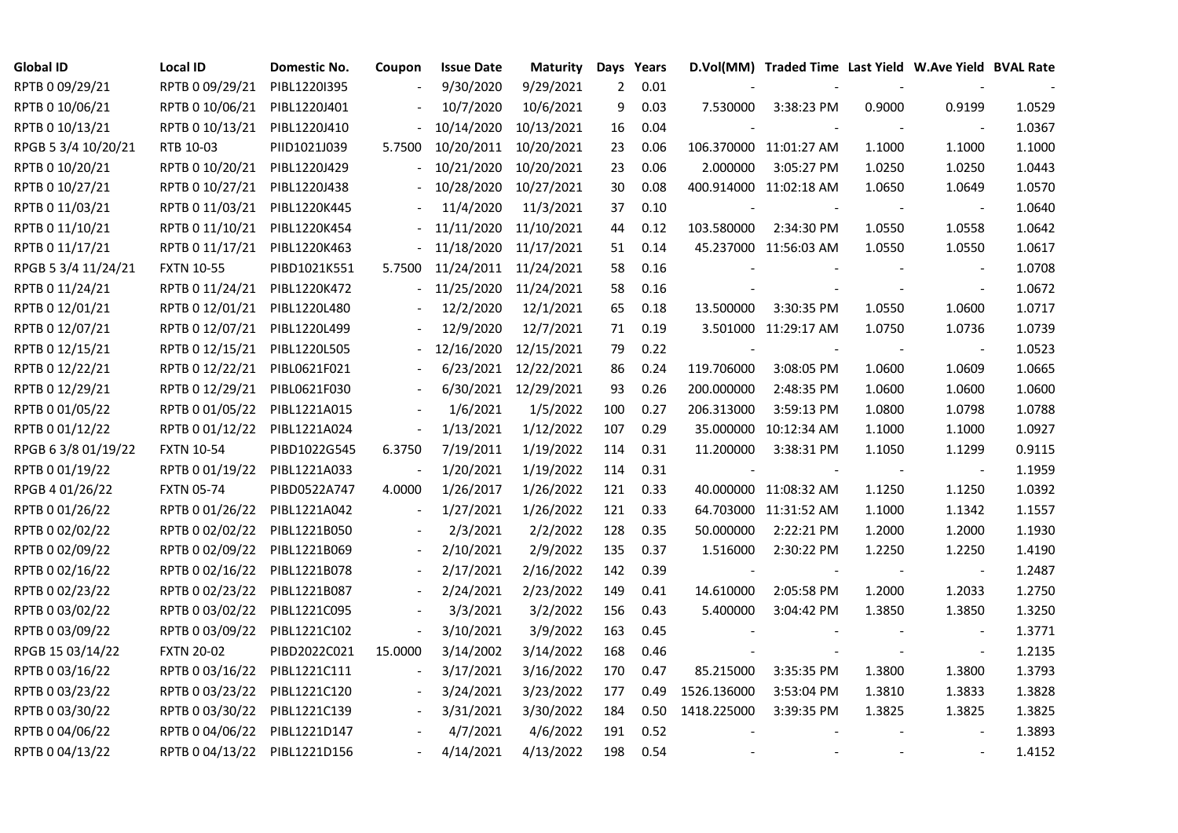| Global ID | Local ID | Domestic No. | Coupon | Issue Date | Maturity | Days | Years | D.Vol(MM) | Traded Time | Last Yield | W.Ave Yield | BVAL Rate |
|---|---|---|---|---|---|---|---|---|---|---|---|---|
| RPTB 0 09/29/21 | RPTB 0 09/29/21 | PIBL1220I395 | - | 9/30/2020 | 9/29/2021 | 2 | 0.01 | - | - | - | - | - |
| RPTB 0 10/06/21 | RPTB 0 10/06/21 | PIBL1220J401 | - | 10/7/2020 | 10/6/2021 | 9 | 0.03 | 7.530000 | 3:38:23 PM | 0.9000 | 0.9199 | 1.0529 |
| RPTB 0 10/13/21 | RPTB 0 10/13/21 | PIBL1220J410 | - | 10/14/2020 | 10/13/2021 | 16 | 0.04 | - | - | - | - | 1.0367 |
| RPGB 5 3/4 10/20/21 | RTB 10-03 | PIID1021J039 | 5.7500 | 10/20/2011 | 10/20/2021 | 23 | 0.06 | 106.370000 | 11:01:27 AM | 1.1000 | 1.1000 | 1.1000 |
| RPTB 0 10/20/21 | RPTB 0 10/20/21 | PIBL1220J429 | - | 10/21/2020 | 10/20/2021 | 23 | 0.06 | 2.000000 | 3:05:27 PM | 1.0250 | 1.0250 | 1.0443 |
| RPTB 0 10/27/21 | RPTB 0 10/27/21 | PIBL1220J438 | - | 10/28/2020 | 10/27/2021 | 30 | 0.08 | 400.914000 | 11:02:18 AM | 1.0650 | 1.0649 | 1.0570 |
| RPTB 0 11/03/21 | RPTB 0 11/03/21 | PIBL1220K445 | - | 11/4/2020 | 11/3/2021 | 37 | 0.10 | - | - | - | - | 1.0640 |
| RPTB 0 11/10/21 | RPTB 0 11/10/21 | PIBL1220K454 | - | 11/11/2020 | 11/10/2021 | 44 | 0.12 | 103.580000 | 2:34:30 PM | 1.0550 | 1.0558 | 1.0642 |
| RPTB 0 11/17/21 | RPTB 0 11/17/21 | PIBL1220K463 | - | 11/18/2020 | 11/17/2021 | 51 | 0.14 | 45.237000 | 11:56:03 AM | 1.0550 | 1.0550 | 1.0617 |
| RPGB 5 3/4 11/24/21 | FXTN 10-55 | PIBD1021K551 | 5.7500 | 11/24/2011 | 11/24/2021 | 58 | 0.16 | - | - | - | - | 1.0708 |
| RPTB 0 11/24/21 | RPTB 0 11/24/21 | PIBL1220K472 | - | 11/25/2020 | 11/24/2021 | 58 | 0.16 | - | - | - | - | 1.0672 |
| RPTB 0 12/01/21 | RPTB 0 12/01/21 | PIBL1220L480 | - | 12/2/2020 | 12/1/2021 | 65 | 0.18 | 13.500000 | 3:30:35 PM | 1.0550 | 1.0600 | 1.0717 |
| RPTB 0 12/07/21 | RPTB 0 12/07/21 | PIBL1220L499 | - | 12/9/2020 | 12/7/2021 | 71 | 0.19 | 3.501000 | 11:29:17 AM | 1.0750 | 1.0736 | 1.0739 |
| RPTB 0 12/15/21 | RPTB 0 12/15/21 | PIBL1220L505 | - | 12/16/2020 | 12/15/2021 | 79 | 0.22 | - | - | - | - | 1.0523 |
| RPTB 0 12/22/21 | RPTB 0 12/22/21 | PIBL0621F021 | - | 6/23/2021 | 12/22/2021 | 86 | 0.24 | 119.706000 | 3:08:05 PM | 1.0600 | 1.0609 | 1.0665 |
| RPTB 0 12/29/21 | RPTB 0 12/29/21 | PIBL0621F030 | - | 6/30/2021 | 12/29/2021 | 93 | 0.26 | 200.000000 | 2:48:35 PM | 1.0600 | 1.0600 | 1.0600 |
| RPTB 0 01/05/22 | RPTB 0 01/05/22 | PIBL1221A015 | - | 1/6/2021 | 1/5/2022 | 100 | 0.27 | 206.313000 | 3:59:13 PM | 1.0800 | 1.0798 | 1.0788 |
| RPTB 0 01/12/22 | RPTB 0 01/12/22 | PIBL1221A024 | - | 1/13/2021 | 1/12/2022 | 107 | 0.29 | 35.000000 | 10:12:34 AM | 1.1000 | 1.1000 | 1.0927 |
| RPGB 6 3/8 01/19/22 | FXTN 10-54 | PIBD1022G545 | 6.3750 | 7/19/2011 | 1/19/2022 | 114 | 0.31 | 11.200000 | 3:38:31 PM | 1.1050 | 1.1299 | 0.9115 |
| RPTB 0 01/19/22 | RPTB 0 01/19/22 | PIBL1221A033 | - | 1/20/2021 | 1/19/2022 | 114 | 0.31 | - | - | - | - | 1.1959 |
| RPGB 4 01/26/22 | FXTN 05-74 | PIBD0522A747 | 4.0000 | 1/26/2017 | 1/26/2022 | 121 | 0.33 | 40.000000 | 11:08:32 AM | 1.1250 | 1.1250 | 1.0392 |
| RPTB 0 01/26/22 | RPTB 0 01/26/22 | PIBL1221A042 | - | 1/27/2021 | 1/26/2022 | 121 | 0.33 | 64.703000 | 11:31:52 AM | 1.1000 | 1.1342 | 1.1557 |
| RPTB 0 02/02/22 | RPTB 0 02/02/22 | PIBL1221B050 | - | 2/3/2021 | 2/2/2022 | 128 | 0.35 | 50.000000 | 2:22:21 PM | 1.2000 | 1.2000 | 1.1930 |
| RPTB 0 02/09/22 | RPTB 0 02/09/22 | PIBL1221B069 | - | 2/10/2021 | 2/9/2022 | 135 | 0.37 | 1.516000 | 2:30:22 PM | 1.2250 | 1.2250 | 1.4190 |
| RPTB 0 02/16/22 | RPTB 0 02/16/22 | PIBL1221B078 | - | 2/17/2021 | 2/16/2022 | 142 | 0.39 | - | - | - | - | 1.2487 |
| RPTB 0 02/23/22 | RPTB 0 02/23/22 | PIBL1221B087 | - | 2/24/2021 | 2/23/2022 | 149 | 0.41 | 14.610000 | 2:05:58 PM | 1.2000 | 1.2033 | 1.2750 |
| RPTB 0 03/02/22 | RPTB 0 03/02/22 | PIBL1221C095 | - | 3/3/2021 | 3/2/2022 | 156 | 0.43 | 5.400000 | 3:04:42 PM | 1.3850 | 1.3850 | 1.3250 |
| RPTB 0 03/09/22 | RPTB 0 03/09/22 | PIBL1221C102 | - | 3/10/2021 | 3/9/2022 | 163 | 0.45 | - | - | - | - | 1.3771 |
| RPGB 15 03/14/22 | FXTN 20-02 | PIBD2022C021 | 15.0000 | 3/14/2002 | 3/14/2022 | 168 | 0.46 | - | - | - | - | 1.2135 |
| RPTB 0 03/16/22 | RPTB 0 03/16/22 | PIBL1221C111 | - | 3/17/2021 | 3/16/2022 | 170 | 0.47 | 85.215000 | 3:35:35 PM | 1.3800 | 1.3800 | 1.3793 |
| RPTB 0 03/23/22 | RPTB 0 03/23/22 | PIBL1221C120 | - | 3/24/2021 | 3/23/2022 | 177 | 0.49 | 1526.136000 | 3:53:04 PM | 1.3810 | 1.3833 | 1.3828 |
| RPTB 0 03/30/22 | RPTB 0 03/30/22 | PIBL1221C139 | - | 3/31/2021 | 3/30/2022 | 184 | 0.50 | 1418.225000 | 3:39:35 PM | 1.3825 | 1.3825 | 1.3825 |
| RPTB 0 04/06/22 | RPTB 0 04/06/22 | PIBL1221D147 | - | 4/7/2021 | 4/6/2022 | 191 | 0.52 | - | - | - | - | 1.3893 |
| RPTB 0 04/13/22 | RPTB 0 04/13/22 | PIBL1221D156 | - | 4/14/2021 | 4/13/2022 | 198 | 0.54 | - | - | - | - | 1.4152 |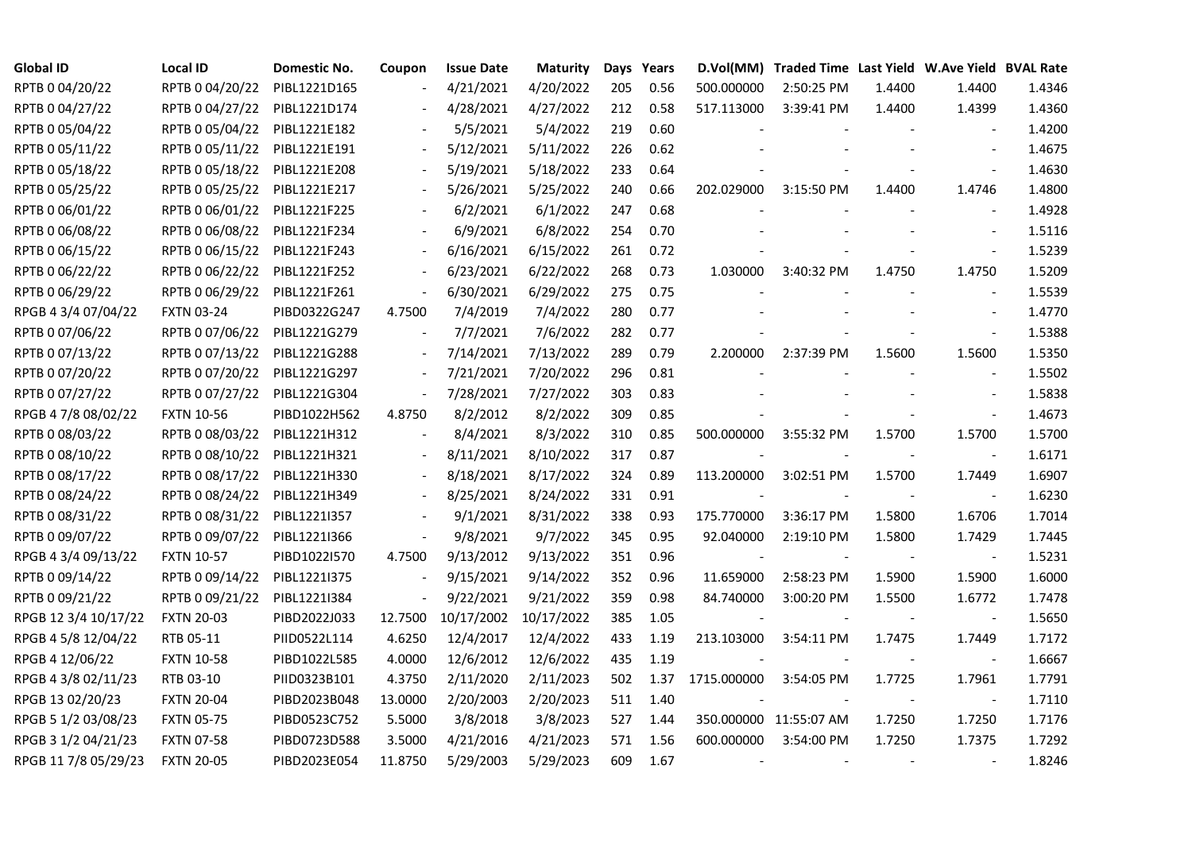| Global ID | Local ID | Domestic No. | Coupon | Issue Date | Maturity | Days | Years | D.Vol(MM) | Traded Time | Last Yield | W.Ave Yield | BVAL Rate |
|---|---|---|---|---|---|---|---|---|---|---|---|---|
| RPTB 0 04/20/22 | RPTB 0 04/20/22 | PIBL1221D165 | - | 4/21/2021 | 4/20/2022 | 205 | 0.56 | 500.000000 | 2:50:25 PM | 1.4400 | 1.4400 | 1.4346 |
| RPTB 0 04/27/22 | RPTB 0 04/27/22 | PIBL1221D174 | - | 4/28/2021 | 4/27/2022 | 212 | 0.58 | 517.113000 | 3:39:41 PM | 1.4400 | 1.4399 | 1.4360 |
| RPTB 0 05/04/22 | RPTB 0 05/04/22 | PIBL1221E182 | - | 5/5/2021 | 5/4/2022 | 219 | 0.60 | - | - | - | - | 1.4200 |
| RPTB 0 05/11/22 | RPTB 0 05/11/22 | PIBL1221E191 | - | 5/12/2021 | 5/11/2022 | 226 | 0.62 | - | - | - | - | 1.4675 |
| RPTB 0 05/18/22 | RPTB 0 05/18/22 | PIBL1221E208 | - | 5/19/2021 | 5/18/2022 | 233 | 0.64 | - | - | - | - | 1.4630 |
| RPTB 0 05/25/22 | RPTB 0 05/25/22 | PIBL1221E217 | - | 5/26/2021 | 5/25/2022 | 240 | 0.66 | 202.029000 | 3:15:50 PM | 1.4400 | 1.4746 | 1.4800 |
| RPTB 0 06/01/22 | RPTB 0 06/01/22 | PIBL1221F225 | - | 6/2/2021 | 6/1/2022 | 247 | 0.68 | - | - | - | - | 1.4928 |
| RPTB 0 06/08/22 | RPTB 0 06/08/22 | PIBL1221F234 | - | 6/9/2021 | 6/8/2022 | 254 | 0.70 | - | - | - | - | 1.5116 |
| RPTB 0 06/15/22 | RPTB 0 06/15/22 | PIBL1221F243 | - | 6/16/2021 | 6/15/2022 | 261 | 0.72 | - | - | - | - | 1.5239 |
| RPTB 0 06/22/22 | RPTB 0 06/22/22 | PIBL1221F252 | - | 6/23/2021 | 6/22/2022 | 268 | 0.73 | 1.030000 | 3:40:32 PM | 1.4750 | 1.4750 | 1.5209 |
| RPTB 0 06/29/22 | RPTB 0 06/29/22 | PIBL1221F261 | - | 6/30/2021 | 6/29/2022 | 275 | 0.75 | - | - | - | - | 1.5539 |
| RPGB 4 3/4 07/04/22 | FXTN 03-24 | PIBD0322G247 | 4.7500 | 7/4/2019 | 7/4/2022 | 280 | 0.77 | - | - | - | - | 1.4770 |
| RPTB 0 07/06/22 | RPTB 0 07/06/22 | PIBL1221G279 | - | 7/7/2021 | 7/6/2022 | 282 | 0.77 | - | - | - | - | 1.5388 |
| RPTB 0 07/13/22 | RPTB 0 07/13/22 | PIBL1221G288 | - | 7/14/2021 | 7/13/2022 | 289 | 0.79 | 2.200000 | 2:37:39 PM | 1.5600 | 1.5600 | 1.5350 |
| RPTB 0 07/20/22 | RPTB 0 07/20/22 | PIBL1221G297 | - | 7/21/2021 | 7/20/2022 | 296 | 0.81 | - | - | - | - | 1.5502 |
| RPTB 0 07/27/22 | RPTB 0 07/27/22 | PIBL1221G304 | - | 7/28/2021 | 7/27/2022 | 303 | 0.83 | - | - | - | - | 1.5838 |
| RPGB 4 7/8 08/02/22 | FXTN 10-56 | PIBD1022H562 | 4.8750 | 8/2/2012 | 8/2/2022 | 309 | 0.85 | - | - | - | - | 1.4673 |
| RPTB 0 08/03/22 | RPTB 0 08/03/22 | PIBL1221H312 | - | 8/4/2021 | 8/3/2022 | 310 | 0.85 | 500.000000 | 3:55:32 PM | 1.5700 | 1.5700 | 1.5700 |
| RPTB 0 08/10/22 | RPTB 0 08/10/22 | PIBL1221H321 | - | 8/11/2021 | 8/10/2022 | 317 | 0.87 | - | - | - | - | 1.6171 |
| RPTB 0 08/17/22 | RPTB 0 08/17/22 | PIBL1221H330 | - | 8/18/2021 | 8/17/2022 | 324 | 0.89 | 113.200000 | 3:02:51 PM | 1.5700 | 1.7449 | 1.6907 |
| RPTB 0 08/24/22 | RPTB 0 08/24/22 | PIBL1221H349 | - | 8/25/2021 | 8/24/2022 | 331 | 0.91 | - | - | - | - | 1.6230 |
| RPTB 0 08/31/22 | RPTB 0 08/31/22 | PIBL1221I357 | - | 9/1/2021 | 8/31/2022 | 338 | 0.93 | 175.770000 | 3:36:17 PM | 1.5800 | 1.6706 | 1.7014 |
| RPTB 0 09/07/22 | RPTB 0 09/07/22 | PIBL1221I366 | - | 9/8/2021 | 9/7/2022 | 345 | 0.95 | 92.040000 | 2:19:10 PM | 1.5800 | 1.7429 | 1.7445 |
| RPGB 4 3/4 09/13/22 | FXTN 10-57 | PIBD1022I570 | 4.7500 | 9/13/2012 | 9/13/2022 | 351 | 0.96 | - | - | - | - | 1.5231 |
| RPTB 0 09/14/22 | RPTB 0 09/14/22 | PIBL1221I375 | - | 9/15/2021 | 9/14/2022 | 352 | 0.96 | 11.659000 | 2:58:23 PM | 1.5900 | 1.5900 | 1.6000 |
| RPTB 0 09/21/22 | RPTB 0 09/21/22 | PIBL1221I384 | - | 9/22/2021 | 9/21/2022 | 359 | 0.98 | 84.740000 | 3:00:20 PM | 1.5500 | 1.6772 | 1.7478 |
| RPGB 12 3/4 10/17/22 | FXTN 20-03 | PIBD2022J033 | 12.7500 | 10/17/2002 | 10/17/2022 | 385 | 1.05 | - | - | - | - | 1.5650 |
| RPGB 4 5/8 12/04/22 | RTB 05-11 | PIID0522L114 | 4.6250 | 12/4/2017 | 12/4/2022 | 433 | 1.19 | 213.103000 | 3:54:11 PM | 1.7475 | 1.7449 | 1.7172 |
| RPGB 4 12/06/22 | FXTN 10-58 | PIBD1022L585 | 4.0000 | 12/6/2012 | 12/6/2022 | 435 | 1.19 | - | - | - | - | 1.6667 |
| RPGB 4 3/8 02/11/23 | RTB 03-10 | PIID0323B101 | 4.3750 | 2/11/2020 | 2/11/2023 | 502 | 1.37 | 1715.000000 | 3:54:05 PM | 1.7725 | 1.7961 | 1.7791 |
| RPGB 13 02/20/23 | FXTN 20-04 | PIBD2023B048 | 13.0000 | 2/20/2003 | 2/20/2023 | 511 | 1.40 | - | - | - | - | 1.7110 |
| RPGB 5 1/2 03/08/23 | FXTN 05-75 | PIBD0523C752 | 5.5000 | 3/8/2018 | 3/8/2023 | 527 | 1.44 | 350.000000 | 11:55:07 AM | 1.7250 | 1.7250 | 1.7176 |
| RPGB 3 1/2 04/21/23 | FXTN 07-58 | PIBD0723D588 | 3.5000 | 4/21/2016 | 4/21/2023 | 571 | 1.56 | 600.000000 | 3:54:00 PM | 1.7250 | 1.7375 | 1.7292 |
| RPGB 11 7/8 05/29/23 | FXTN 20-05 | PIBD2023E054 | 11.8750 | 5/29/2003 | 5/29/2023 | 609 | 1.67 | - | - | - | - | 1.8246 |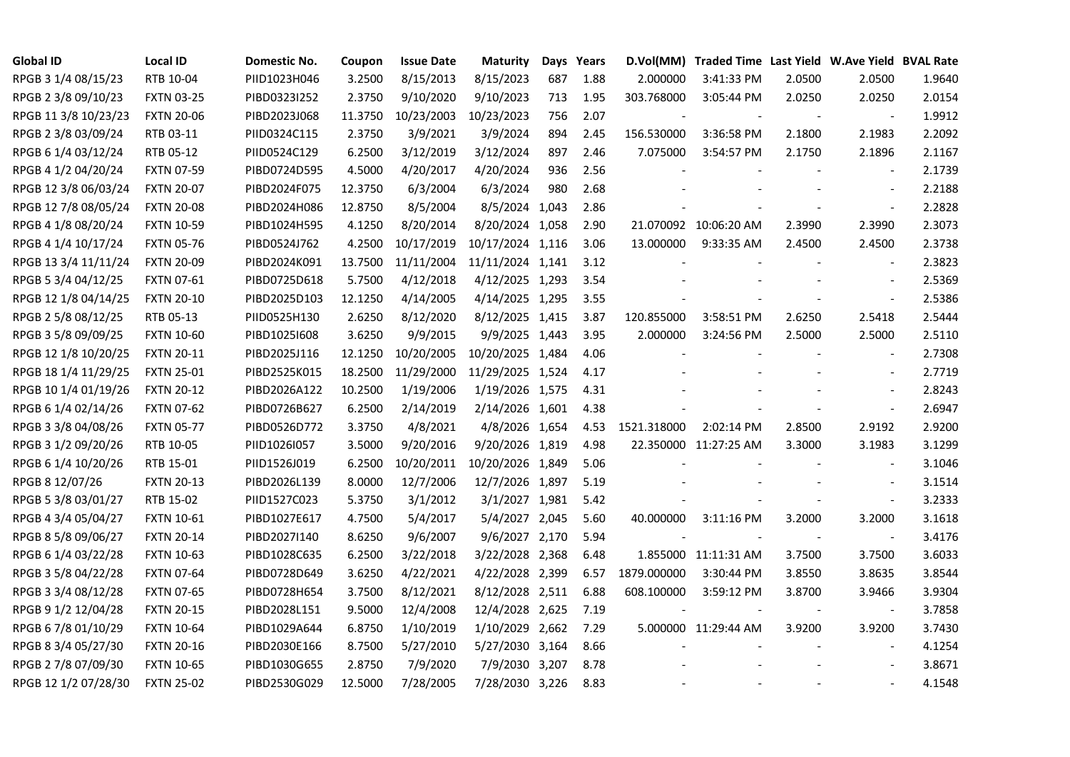| Global ID | Local ID | Domestic No. | Coupon | Issue Date | Maturity | Days | Years | D.Vol(MM) | Traded Time | Last Yield | W.Ave Yield | BVAL Rate |
|---|---|---|---|---|---|---|---|---|---|---|---|---|
| RPGB 3 1/4 08/15/23 | RTB 10-04 | PIID1023H046 | 3.2500 | 8/15/2013 | 8/15/2023 | 687 | 1.88 | 2.000000 | 3:41:33 PM | 2.0500 | 2.0500 | 1.9640 |
| RPGB 2 3/8 09/10/23 | FXTN 03-25 | PIBD0323I252 | 2.3750 | 9/10/2020 | 9/10/2023 | 713 | 1.95 | 303.768000 | 3:05:44 PM | 2.0250 | 2.0250 | 2.0154 |
| RPGB 11 3/8 10/23/23 | FXTN 20-06 | PIBD2023J068 | 11.3750 | 10/23/2003 | 10/23/2023 | 756 | 2.07 | - | - | - | - | 1.9912 |
| RPGB 2 3/8 03/09/24 | RTB 03-11 | PIID0324C115 | 2.3750 | 3/9/2021 | 3/9/2024 | 894 | 2.45 | 156.530000 | 3:36:58 PM | 2.1800 | 2.1983 | 2.2092 |
| RPGB 6 1/4 03/12/24 | RTB 05-12 | PIID0524C129 | 6.2500 | 3/12/2019 | 3/12/2024 | 897 | 2.46 | 7.075000 | 3:54:57 PM | 2.1750 | 2.1896 | 2.1167 |
| RPGB 4 1/2 04/20/24 | FXTN 07-59 | PIBD0724D595 | 4.5000 | 4/20/2017 | 4/20/2024 | 936 | 2.56 | - | - | - | - | 2.1739 |
| RPGB 12 3/8 06/03/24 | FXTN 20-07 | PIBD2024F075 | 12.3750 | 6/3/2004 | 6/3/2024 | 980 | 2.68 | - | - | - | - | 2.2188 |
| RPGB 12 7/8 08/05/24 | FXTN 20-08 | PIBD2024H086 | 12.8750 | 8/5/2004 | 8/5/2024 | 1,043 | 2.86 | - | - | - | - | 2.2828 |
| RPGB 4 1/8 08/20/24 | FXTN 10-59 | PIBD1024H595 | 4.1250 | 8/20/2014 | 8/20/2024 | 1,058 | 2.90 | 21.070092 | 10:06:20 AM | 2.3990 | 2.3990 | 2.3073 |
| RPGB 4 1/4 10/17/24 | FXTN 05-76 | PIBD0524J762 | 4.2500 | 10/17/2019 | 10/17/2024 | 1,116 | 3.06 | 13.000000 | 9:33:35 AM | 2.4500 | 2.4500 | 2.3738 |
| RPGB 13 3/4 11/11/24 | FXTN 20-09 | PIBD2024K091 | 13.7500 | 11/11/2004 | 11/11/2024 | 1,141 | 3.12 | - | - | - | - | 2.3823 |
| RPGB 5 3/4 04/12/25 | FXTN 07-61 | PIBD0725D618 | 5.7500 | 4/12/2018 | 4/12/2025 | 1,293 | 3.54 | - | - | - | - | 2.5369 |
| RPGB 12 1/8 04/14/25 | FXTN 20-10 | PIBD2025D103 | 12.1250 | 4/14/2005 | 4/14/2025 | 1,295 | 3.55 | - | - | - | - | 2.5386 |
| RPGB 2 5/8 08/12/25 | RTB 05-13 | PIID0525H130 | 2.6250 | 8/12/2020 | 8/12/2025 | 1,415 | 3.87 | 120.855000 | 3:58:51 PM | 2.6250 | 2.5418 | 2.5444 |
| RPGB 3 5/8 09/09/25 | FXTN 10-60 | PIBD1025I608 | 3.6250 | 9/9/2015 | 9/9/2025 | 1,443 | 3.95 | 2.000000 | 3:24:56 PM | 2.5000 | 2.5000 | 2.5110 |
| RPGB 12 1/8 10/20/25 | FXTN 20-11 | PIBD2025J116 | 12.1250 | 10/20/2005 | 10/20/2025 | 1,484 | 4.06 | - | - | - | - | 2.7308 |
| RPGB 18 1/4 11/29/25 | FXTN 25-01 | PIBD2525K015 | 18.2500 | 11/29/2000 | 11/29/2025 | 1,524 | 4.17 | - | - | - | - | 2.7719 |
| RPGB 10 1/4 01/19/26 | FXTN 20-12 | PIBD2026A122 | 10.2500 | 1/19/2006 | 1/19/2026 | 1,575 | 4.31 | - | - | - | - | 2.8243 |
| RPGB 6 1/4 02/14/26 | FXTN 07-62 | PIBD0726B627 | 6.2500 | 2/14/2019 | 2/14/2026 | 1,601 | 4.38 | - | - | - | - | 2.6947 |
| RPGB 3 3/8 04/08/26 | FXTN 05-77 | PIBD0526D772 | 3.3750 | 4/8/2021 | 4/8/2026 | 1,654 | 4.53 | 1521.318000 | 2:02:14 PM | 2.8500 | 2.9192 | 2.9200 |
| RPGB 3 1/2 09/20/26 | RTB 10-05 | PIID1026I057 | 3.5000 | 9/20/2016 | 9/20/2026 | 1,819 | 4.98 | 22.350000 | 11:27:25 AM | 3.3000 | 3.1983 | 3.1299 |
| RPGB 6 1/4 10/20/26 | RTB 15-01 | PIID1526J019 | 6.2500 | 10/20/2011 | 10/20/2026 | 1,849 | 5.06 | - | - | - | - | 3.1046 |
| RPGB 8 12/07/26 | FXTN 20-13 | PIBD2026L139 | 8.0000 | 12/7/2006 | 12/7/2026 | 1,897 | 5.19 | - | - | - | - | 3.1514 |
| RPGB 5 3/8 03/01/27 | RTB 15-02 | PIID1527C023 | 5.3750 | 3/1/2012 | 3/1/2027 | 1,981 | 5.42 | - | - | - | - | 3.2333 |
| RPGB 4 3/4 05/04/27 | FXTN 10-61 | PIBD1027E617 | 4.7500 | 5/4/2017 | 5/4/2027 | 2,045 | 5.60 | 40.000000 | 3:11:16 PM | 3.2000 | 3.2000 | 3.1618 |
| RPGB 8 5/8 09/06/27 | FXTN 20-14 | PIBD2027I140 | 8.6250 | 9/6/2007 | 9/6/2027 | 2,170 | 5.94 | - | - | - | - | 3.4176 |
| RPGB 6 1/4 03/22/28 | FXTN 10-63 | PIBD1028C635 | 6.2500 | 3/22/2018 | 3/22/2028 | 2,368 | 6.48 | 1.855000 | 11:11:31 AM | 3.7500 | 3.7500 | 3.6033 |
| RPGB 3 5/8 04/22/28 | FXTN 07-64 | PIBD0728D649 | 3.6250 | 4/22/2021 | 4/22/2028 | 2,399 | 6.57 | 1879.000000 | 3:30:44 PM | 3.8550 | 3.8635 | 3.8544 |
| RPGB 3 3/4 08/12/28 | FXTN 07-65 | PIBD0728H654 | 3.7500 | 8/12/2021 | 8/12/2028 | 2,511 | 6.88 | 608.100000 | 3:59:12 PM | 3.8700 | 3.9466 | 3.9304 |
| RPGB 9 1/2 12/04/28 | FXTN 20-15 | PIBD2028L151 | 9.5000 | 12/4/2008 | 12/4/2028 | 2,625 | 7.19 | - | - | - | - | 3.7858 |
| RPGB 6 7/8 01/10/29 | FXTN 10-64 | PIBD1029A644 | 6.8750 | 1/10/2019 | 1/10/2029 | 2,662 | 7.29 | 5.000000 | 11:29:44 AM | 3.9200 | 3.9200 | 3.7430 |
| RPGB 8 3/4 05/27/30 | FXTN 20-16 | PIBD2030E166 | 8.7500 | 5/27/2010 | 5/27/2030 | 3,164 | 8.66 | - | - | - | - | 4.1254 |
| RPGB 2 7/8 07/09/30 | FXTN 10-65 | PIBD1030G655 | 2.8750 | 7/9/2020 | 7/9/2030 | 3,207 | 8.78 | - | - | - | - | 3.8671 |
| RPGB 12 1/2 07/28/30 | FXTN 25-02 | PIBD2530G029 | 12.5000 | 7/28/2005 | 7/28/2030 | 3,226 | 8.83 | - | - | - | - | 4.1548 |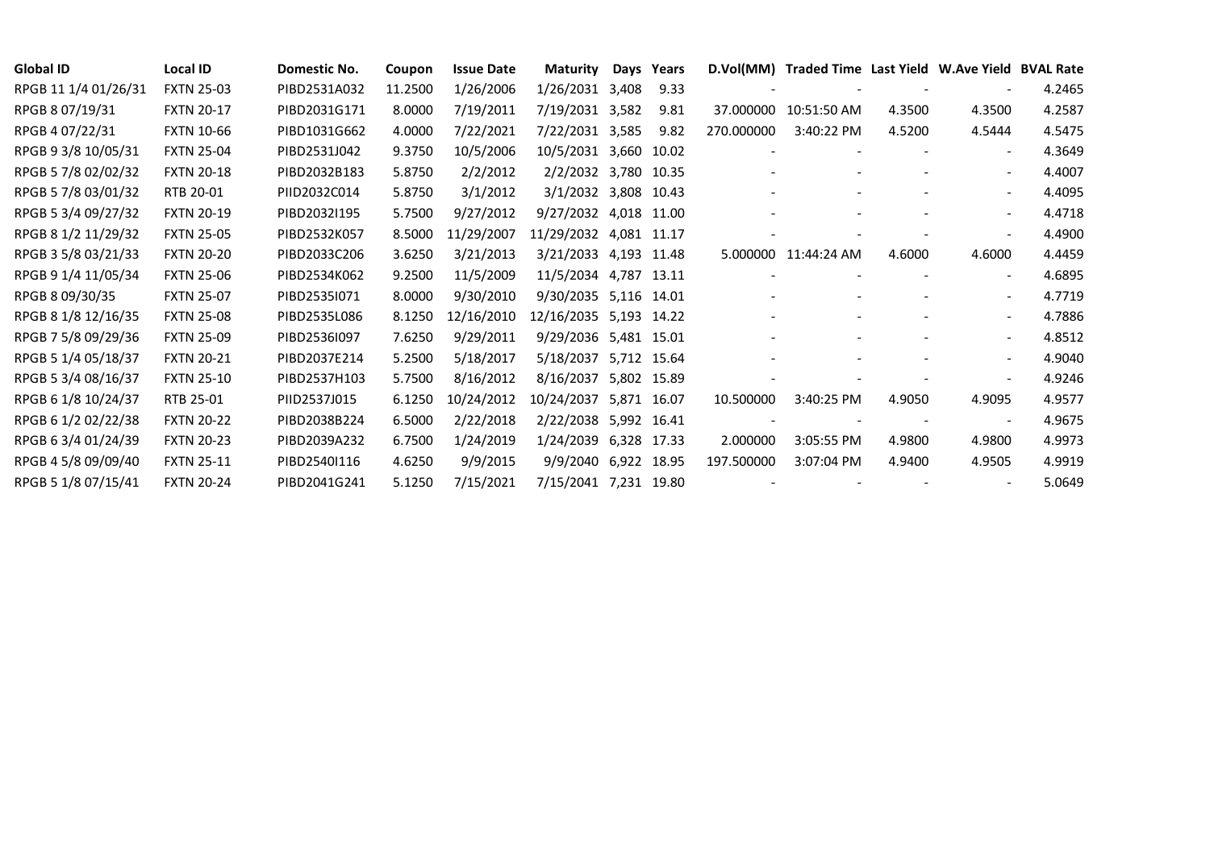| Global ID | Local ID | Domestic No. | Coupon | Issue Date | Maturity | Days | Years | D.Vol(MM) | Traded Time | Last Yield | W.Ave Yield | BVAL Rate |
|---|---|---|---|---|---|---|---|---|---|---|---|---|
| RPGB 11 1/4 01/26/31 | FXTN 25-03 | PIBD2531A032 | 11.2500 | 1/26/2006 | 1/26/2031 | 3,408 | 9.33 | - | - | - | - | 4.2465 |
| RPGB 8 07/19/31 | FXTN 20-17 | PIBD2031G171 | 8.0000 | 7/19/2011 | 7/19/2031 | 3,582 | 9.81 | 37.000000 | 10:51:50 AM | 4.3500 | 4.3500 | 4.2587 |
| RPGB 4 07/22/31 | FXTN 10-66 | PIBD1031G662 | 4.0000 | 7/22/2021 | 7/22/2031 | 3,585 | 9.82 | 270.000000 | 3:40:22 PM | 4.5200 | 4.5444 | 4.5475 |
| RPGB 9 3/8 10/05/31 | FXTN 25-04 | PIBD2531J042 | 9.3750 | 10/5/2006 | 10/5/2031 | 3,660 | 10.02 | - | - | - | - | 4.3649 |
| RPGB 5 7/8 02/02/32 | FXTN 20-18 | PIBD2032B183 | 5.8750 | 2/2/2012 | 2/2/2032 | 3,780 | 10.35 | - | - | - | - | 4.4007 |
| RPGB 5 7/8 03/01/32 | RTB 20-01 | PIID2032C014 | 5.8750 | 3/1/2012 | 3/1/2032 | 3,808 | 10.43 | - | - | - | - | 4.4095 |
| RPGB 5 3/4 09/27/32 | FXTN 20-19 | PIBD2032I195 | 5.7500 | 9/27/2012 | 9/27/2032 | 4,018 | 11.00 | - | - | - | - | 4.4718 |
| RPGB 8 1/2 11/29/32 | FXTN 25-05 | PIBD2532K057 | 8.5000 | 11/29/2007 | 11/29/2032 | 4,081 | 11.17 | - | - | - | - | 4.4900 |
| RPGB 3 5/8 03/21/33 | FXTN 20-20 | PIBD2033C206 | 3.6250 | 3/21/2013 | 3/21/2033 | 4,193 | 11.48 | 5.000000 | 11:44:24 AM | 4.6000 | 4.6000 | 4.4459 |
| RPGB 9 1/4 11/05/34 | FXTN 25-06 | PIBD2534K062 | 9.2500 | 11/5/2009 | 11/5/2034 | 4,787 | 13.11 | - | - | - | - | 4.6895 |
| RPGB 8 09/30/35 | FXTN 25-07 | PIBD2535I071 | 8.0000 | 9/30/2010 | 9/30/2035 | 5,116 | 14.01 | - | - | - | - | 4.7719 |
| RPGB 8 1/8 12/16/35 | FXTN 25-08 | PIBD2535L086 | 8.1250 | 12/16/2010 | 12/16/2035 | 5,193 | 14.22 | - | - | - | - | 4.7886 |
| RPGB 7 5/8 09/29/36 | FXTN 25-09 | PIBD2536I097 | 7.6250 | 9/29/2011 | 9/29/2036 | 5,481 | 15.01 | - | - | - | - | 4.8512 |
| RPGB 5 1/4 05/18/37 | FXTN 20-21 | PIBD2037E214 | 5.2500 | 5/18/2017 | 5/18/2037 | 5,712 | 15.64 | - | - | - | - | 4.9040 |
| RPGB 5 3/4 08/16/37 | FXTN 25-10 | PIBD2537H103 | 5.7500 | 8/16/2012 | 8/16/2037 | 5,802 | 15.89 | - | - | - | - | 4.9246 |
| RPGB 6 1/8 10/24/37 | RTB 25-01 | PIID2537J015 | 6.1250 | 10/24/2012 | 10/24/2037 | 5,871 | 16.07 | 10.500000 | 3:40:25 PM | 4.9050 | 4.9095 | 4.9577 |
| RPGB 6 1/2 02/22/38 | FXTN 20-22 | PIBD2038B224 | 6.5000 | 2/22/2018 | 2/22/2038 | 5,992 | 16.41 | - | - | - | - | 4.9675 |
| RPGB 6 3/4 01/24/39 | FXTN 20-23 | PIBD2039A232 | 6.7500 | 1/24/2019 | 1/24/2039 | 6,328 | 17.33 | 2.000000 | 3:05:55 PM | 4.9800 | 4.9800 | 4.9973 |
| RPGB 4 5/8 09/09/40 | FXTN 25-11 | PIBD2540I116 | 4.6250 | 9/9/2015 | 9/9/2040 | 6,922 | 18.95 | 197.500000 | 3:07:04 PM | 4.9400 | 4.9505 | 4.9919 |
| RPGB 5 1/8 07/15/41 | FXTN 20-24 | PIBD2041G241 | 5.1250 | 7/15/2021 | 7/15/2041 | 7,231 | 19.80 | - | - | - | - | 5.0649 |